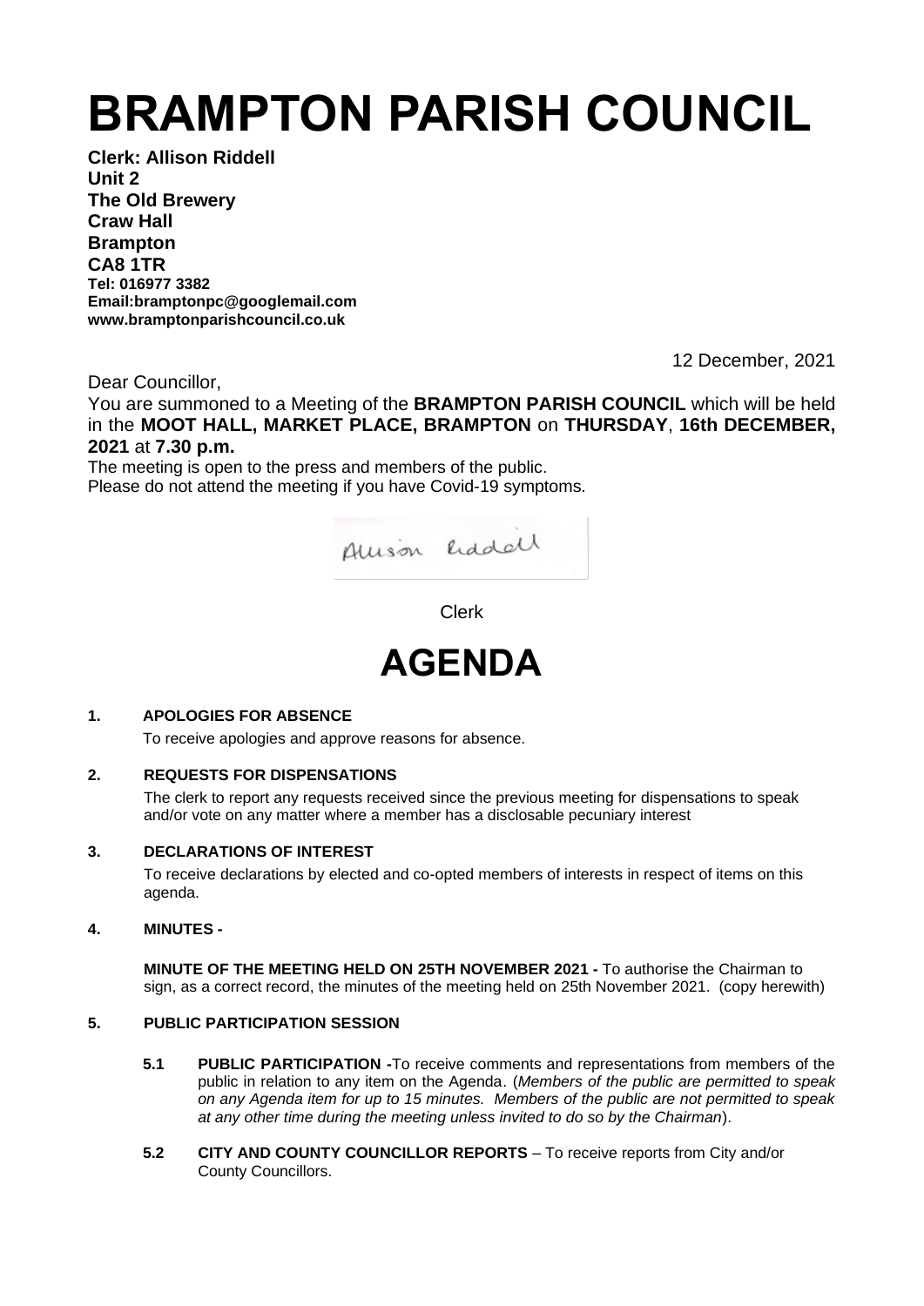# BRAMPTON PARISH COUNCIL

**Clerk: Allison Riddell**
**Unit 2**
**The Old Brewery**
**Craw Hall**
**Brampton**
**CA8 1TR**
**Tel: 016977 3382**
**Email:bramptonpc@googlemail.com**
**www.bramptonparishcouncil.co.uk**

12 December, 2021

Dear Councillor,

You are summoned to a Meeting of the **BRAMPTON PARISH COUNCIL** which will be held in the **MOOT HALL, MARKET PLACE, BRAMPTON** on **THURSDAY**, **16th DECEMBER, 2021** at **7.30 p.m.**

The meeting is open to the press and members of the public.
Please do not attend the meeting if you have Covid-19 symptoms.

Allison Riddell

Clerk

# AGENDA

**1. APOLOGIES FOR ABSENCE**

To receive apologies and approve reasons for absence.

**2. REQUESTS FOR DISPENSATIONS**

The clerk to report any requests received since the previous meeting for dispensations to speak and/or vote on any matter where a member has a disclosable pecuniary interest

**3. DECLARATIONS OF INTEREST**

To receive declarations by elected and co-opted members of interests in respect of items on this agenda.

**4. MINUTES -**

**MINUTE OF THE MEETING HELD ON 25TH NOVEMBER 2021 -** To authorise the Chairman to sign, as a correct record, the minutes of the meeting held on 25th November 2021. (copy herewith)

**5. PUBLIC PARTICIPATION SESSION**

**5.1 PUBLIC PARTICIPATION -**To receive comments and representations from members of the public in relation to any item on the Agenda. (*Members of the public are permitted to speak on any Agenda item for up to 15 minutes. Members of the public are not permitted to speak at any other time during the meeting unless invited to do so by the Chairman*).

**5.2 CITY AND COUNTY COUNCILLOR REPORTS** – To receive reports from City and/or County Councillors.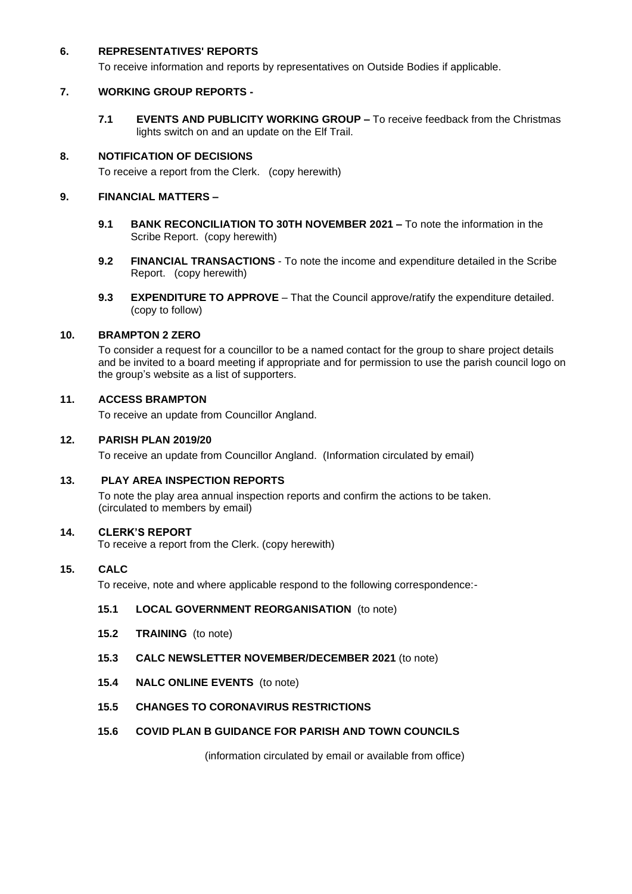## 6. REPRESENTATIVES' REPORTS

To receive information and reports by representatives on Outside Bodies if applicable.

## 7. WORKING GROUP REPORTS -

**7.1 EVENTS AND PUBLICITY WORKING GROUP –** To receive feedback from the Christmas lights switch on and an update on the Elf Trail.

## 8. NOTIFICATION OF DECISIONS

To receive a report from the Clerk. (copy herewith)

## 9. FINANCIAL MATTERS –

**9.1 BANK RECONCILIATION TO 30TH NOVEMBER 2021 –** To note the information in the Scribe Report. (copy herewith)

**9.2 FINANCIAL TRANSACTIONS** - To note the income and expenditure detailed in the Scribe Report. (copy herewith)

**9.3 EXPENDITURE TO APPROVE** – That the Council approve/ratify the expenditure detailed. (copy to follow)

## 10. BRAMPTON 2 ZERO

To consider a request for a councillor to be a named contact for the group to share project details and be invited to a board meeting if appropriate and for permission to use the parish council logo on the group's website as a list of supporters.

## 11. ACCESS BRAMPTON

To receive an update from Councillor Angland.

## 12. PARISH PLAN 2019/20

To receive an update from Councillor Angland. (Information circulated by email)

## 13. PLAY AREA INSPECTION REPORTS

To note the play area annual inspection reports and confirm the actions to be taken. (circulated to members by email)

## 14. CLERK'S REPORT

To receive a report from the Clerk. (copy herewith)

## 15. CALC

To receive, note and where applicable respond to the following correspondence:-

**15.1 LOCAL GOVERNMENT REORGANISATION** (to note)

**15.2 TRAINING** (to note)

**15.3 CALC NEWSLETTER NOVEMBER/DECEMBER 2021** (to note)

**15.4 NALC ONLINE EVENTS** (to note)

**15.5 CHANGES TO CORONAVIRUS RESTRICTIONS**

**15.6 COVID PLAN B GUIDANCE FOR PARISH AND TOWN COUNCILS**

(information circulated by email or available from office)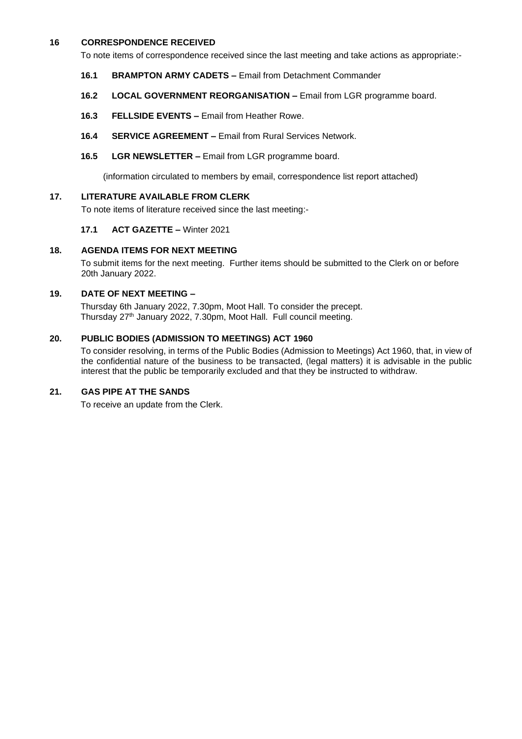**16 CORRESPONDENCE RECEIVED**

To note items of correspondence received since the last meeting and take actions as appropriate:-

**16.1 BRAMPTON ARMY CADETS –** Email from Detachment Commander

**16.2 LOCAL GOVERNMENT REORGANISATION –** Email from LGR programme board.

**16.3 FELLSIDE EVENTS –** Email from Heather Rowe.

**16.4 SERVICE AGREEMENT –** Email from Rural Services Network.

**16.5 LGR NEWSLETTER –** Email from LGR programme board.

(information circulated to members by email, correspondence list report attached)

**17. LITERATURE AVAILABLE FROM CLERK**

To note items of literature received since the last meeting:-

**17.1 ACT GAZETTE –** Winter 2021

**18. AGENDA ITEMS FOR NEXT MEETING**

To submit items for the next meeting. Further items should be submitted to the Clerk on or before 20th January 2022.

**19. DATE OF NEXT MEETING –**

Thursday 6th January 2022, 7.30pm, Moot Hall. To consider the precept.
Thursday 27th January 2022, 7.30pm, Moot Hall. Full council meeting.

**20. PUBLIC BODIES (ADMISSION TO MEETINGS) ACT 1960**

To consider resolving, in terms of the Public Bodies (Admission to Meetings) Act 1960, that, in view of the confidential nature of the business to be transacted, (legal matters) it is advisable in the public interest that the public be temporarily excluded and that they be instructed to withdraw.

**21. GAS PIPE AT THE SANDS**

To receive an update from the Clerk.